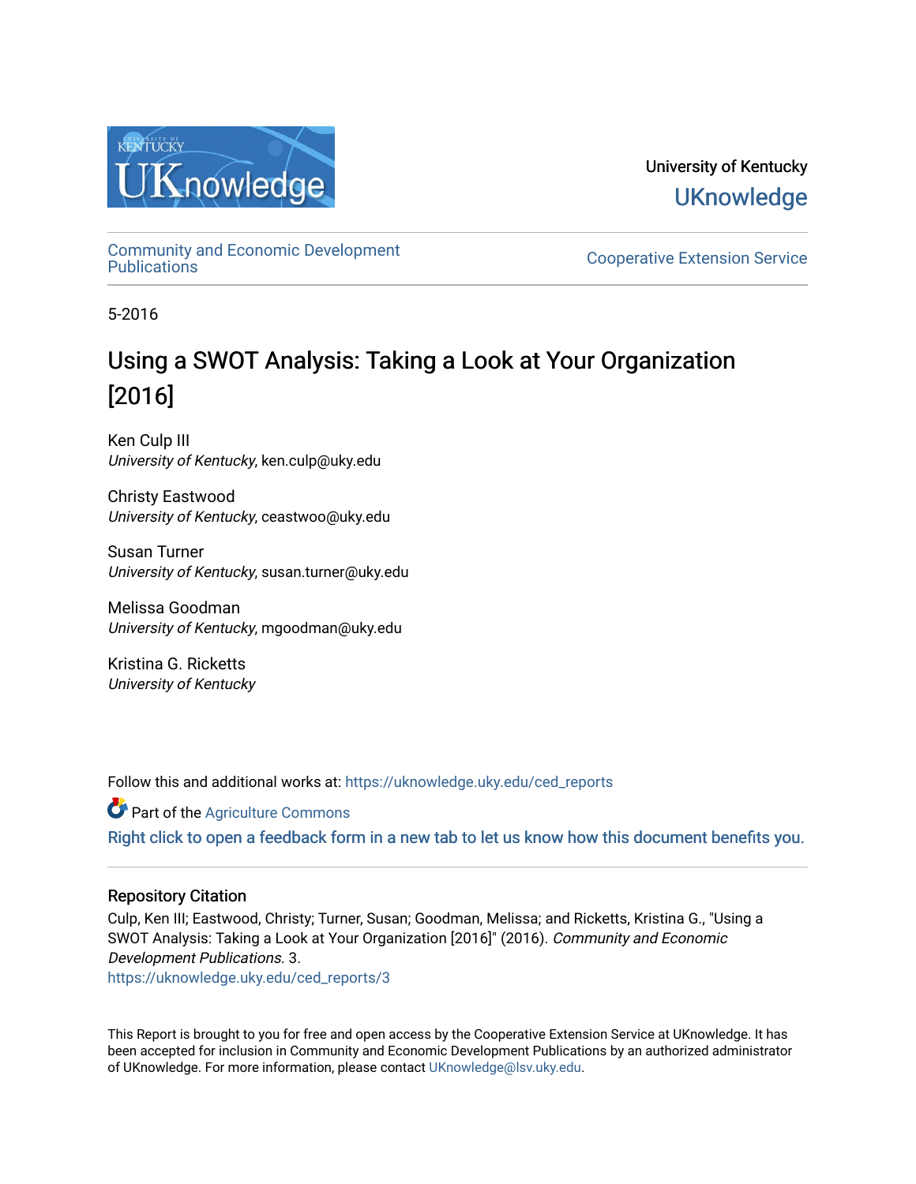University of Kentucky

UKnowledge

Community and Economic Development Publications

Cooperative Extension Service

5-2016

# Using a SWOT Analysis: Taking a Look at Your Organization [2016]

Ken Culp III
*University of Kentucky*, ken.culp@uky.edu

Christy Eastwood
*University of Kentucky*, ceastwoo@uky.edu

Susan Turner
*University of Kentucky*, susan.turner@uky.edu

Melissa Goodman
*University of Kentucky*, mgoodman@uky.edu

Kristina G. Ricketts
*University of Kentucky*

Follow this and additional works at: https://uknowledge.uky.edu/ced_reports

Part of the Agriculture Commons

Right click to open a feedback form in a new tab to let us know how this document benefits you.

## Repository Citation

Culp, Ken III; Eastwood, Christy; Turner, Susan; Goodman, Melissa; and Ricketts, Kristina G., "Using a SWOT Analysis: Taking a Look at Your Organization [2016]" (2016). *Community and Economic Development Publications.* 3.
https://uknowledge.uky.edu/ced_reports/3

This Report is brought to you for free and open access by the Cooperative Extension Service at UKnowledge. It has been accepted for inclusion in Community and Economic Development Publications by an authorized administrator of UKnowledge. For more information, please contact UKnowledge@lsv.uky.edu.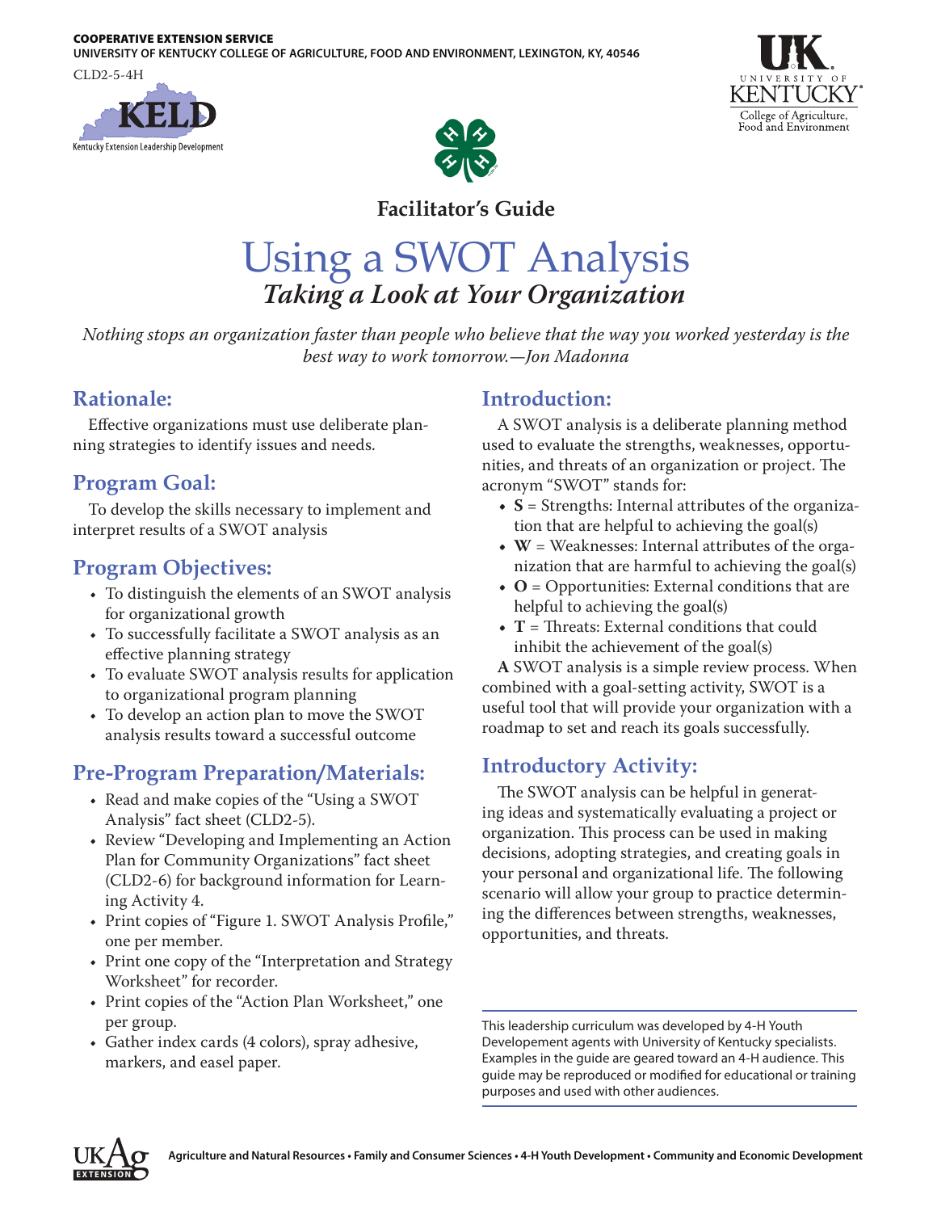COOPERATIVE EXTENSION SERVICE
UNIVERSITY OF KENTUCKY COLLEGE OF AGRICULTURE, FOOD AND ENVIRONMENT, LEXINGTON, KY, 40546

CLD2-5-4H

**Facilitator's Guide**

# Using a SWOT Analysis
## *Taking a Look at Your Organization*

*Nothing stops an organization faster than people who believe that the way you worked yesterday is the best way to work tomorrow.—Jon Madonna*

## Rationale:

Effective organizations must use deliberate planning strategies to identify issues and needs.

## Program Goal:

To develop the skills necessary to implement and interpret results of a SWOT analysis

## Program Objectives:

- To distinguish the elements of an SWOT analysis for organizational growth
- To successfully facilitate a SWOT analysis as an effective planning strategy
- To evaluate SWOT analysis results for application to organizational program planning
- To develop an action plan to move the SWOT analysis results toward a successful outcome

## Pre-Program Preparation/Materials:

- Read and make copies of the "Using a SWOT Analysis" fact sheet (CLD2-5).
- Review "Developing and Implementing an Action Plan for Community Organizations" fact sheet (CLD2-6) for background information for Learning Activity 4.
- Print copies of "Figure 1. SWOT Analysis Profile," one per member.
- Print one copy of the "Interpretation and Strategy Worksheet" for recorder.
- Print copies of the "Action Plan Worksheet," one per group.
- Gather index cards (4 colors), spray adhesive, markers, and easel paper.

## Introduction:

A SWOT analysis is a deliberate planning method used to evaluate the strengths, weaknesses, opportunities, and threats of an organization or project. The acronym "SWOT" stands for:

- **S** = Strengths: Internal attributes of the organization that are helpful to achieving the goal(s)
- **W** = Weaknesses: Internal attributes of the organization that are harmful to achieving the goal(s)
- **O** = Opportunities: External conditions that are helpful to achieving the goal(s)
- **T** = Threats: External conditions that could inhibit the achievement of the goal(s)

**A** SWOT analysis is a simple review process. When combined with a goal-setting activity, SWOT is a useful tool that will provide your organization with a roadmap to set and reach its goals successfully.

## Introductory Activity:

The SWOT analysis can be helpful in generating ideas and systematically evaluating a project or organization. This process can be used in making decisions, adopting strategies, and creating goals in your personal and organizational life. The following scenario will allow your group to practice determining the differences between strengths, weaknesses, opportunities, and threats.

This leadership curriculum was developed by 4-H Youth Developement agents with University of Kentucky specialists. Examples in the guide are geared toward an 4-H audience. This guide may be reproduced or modified for educational or training purposes and used with other audiences.

Agriculture and Natural Resources • Family and Consumer Sciences • 4-H Youth Development • Community and Economic Development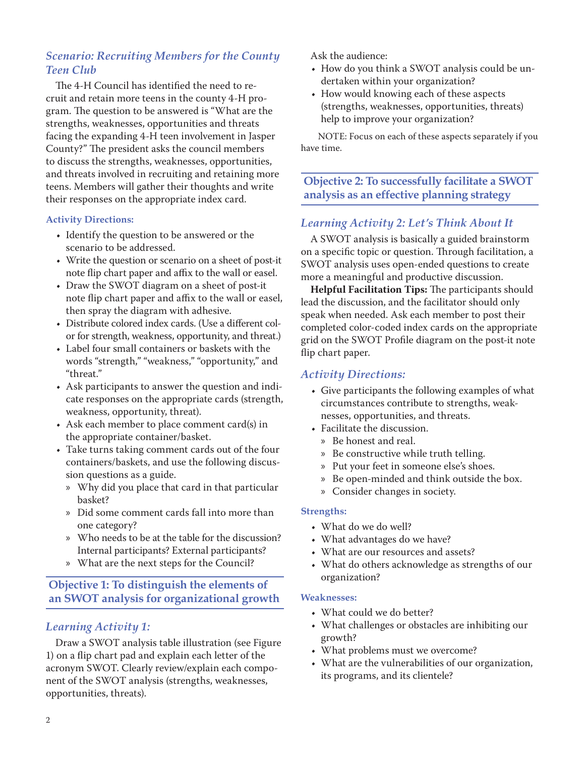### *Scenario: Recruiting Members for the County Teen Club*

The 4-H Council has identified the need to recruit and retain more teens in the county 4-H program. The question to be answered is "What are the strengths, weaknesses, opportunities and threats facing the expanding 4-H teen involvement in Jasper County?" The president asks the council members to discuss the strengths, weaknesses, opportunities, and threats involved in recruiting and retaining more teens. Members will gather their thoughts and write their responses on the appropriate index card.

#### Activity Directions:

- Identify the question to be answered or the scenario to be addressed.
- Write the question or scenario on a sheet of post-it note flip chart paper and affix to the wall or easel.
- Draw the SWOT diagram on a sheet of post-it note flip chart paper and affix to the wall or easel, then spray the diagram with adhesive.
- Distribute colored index cards. (Use a different color for strength, weakness, opportunity, and threat.)
- Label four small containers or baskets with the words "strength," "weakness," "opportunity," and "threat."
- Ask participants to answer the question and indicate responses on the appropriate cards (strength, weakness, opportunity, threat).
- Ask each member to place comment card(s) in the appropriate container/basket.
- Take turns taking comment cards out of the four containers/baskets, and use the following discussion questions as a guide.
  - Why did you place that card in that particular basket?
  - Did some comment cards fall into more than one category?
  - Who needs to be at the table for the discussion? Internal participants? External participants?
  - What are the next steps for the Council?

## Objective 1: To distinguish the elements of an SWOT analysis for organizational growth

### *Learning Activity 1:*

Draw a SWOT analysis table illustration (see Figure 1) on a flip chart pad and explain each letter of the acronym SWOT. Clearly review/explain each component of the SWOT analysis (strengths, weaknesses, opportunities, threats).

Ask the audience:

- How do you think a SWOT analysis could be undertaken within your organization?
- How would knowing each of these aspects (strengths, weaknesses, opportunities, threats) help to improve your organization?

NOTE: Focus on each of these aspects separately if you have time.

## Objective 2: To successfully facilitate a SWOT analysis as an effective planning strategy

### *Learning Activity 2: Let's Think About It*

A SWOT analysis is basically a guided brainstorm on a specific topic or question. Through facilitation, a SWOT analysis uses open-ended questions to create more a meaningful and productive discussion.

**Helpful Facilitation Tips:** The participants should lead the discussion, and the facilitator should only speak when needed. Ask each member to post their completed color-coded index cards on the appropriate grid on the SWOT Profile diagram on the post-it note flip chart paper.

### *Activity Directions:*

- Give participants the following examples of what circumstances contribute to strengths, weaknesses, opportunities, and threats.
- Facilitate the discussion.
  - Be honest and real.
  - Be constructive while truth telling.
  - Put your feet in someone else's shoes.
  - Be open-minded and think outside the box.
  - Consider changes in society.

#### Strengths:

- What do we do well?
- What advantages do we have?
- What are our resources and assets?
- What do others acknowledge as strengths of our organization?

#### Weaknesses:

- What could we do better?
- What challenges or obstacles are inhibiting our growth?
- What problems must we overcome?
- What are the vulnerabilities of our organization, its programs, and its clientele?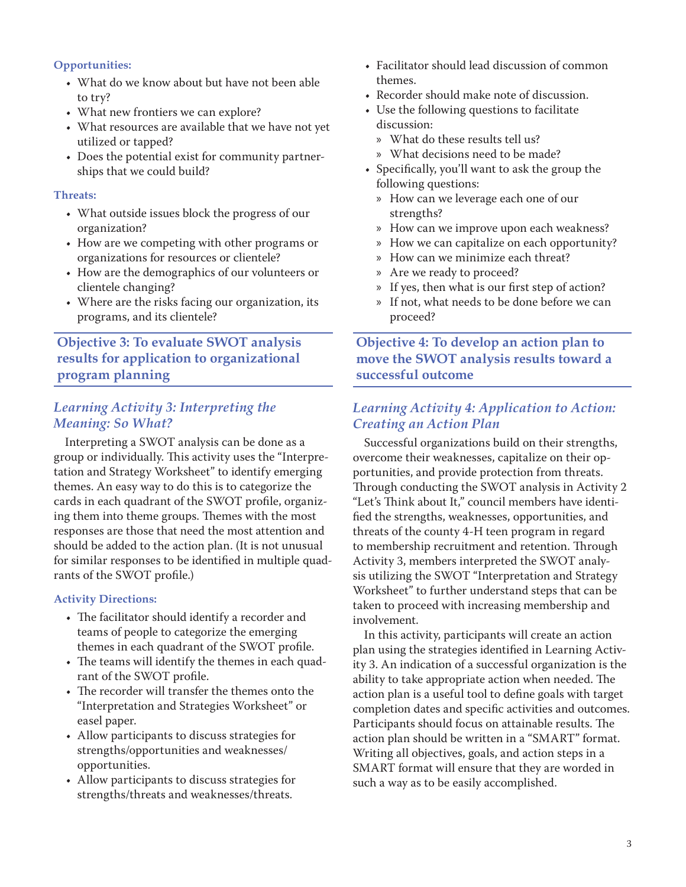**Opportunities:**

- What do we know about but have not been able to try?
- What new frontiers we can explore?
- What resources are available that we have not yet utilized or tapped?
- Does the potential exist for community partnerships that we could build?

**Threats:**

- What outside issues block the progress of our organization?
- How are we competing with other programs or organizations for resources or clientele?
- How are the demographics of our volunteers or clientele changing?
- Where are the risks facing our organization, its programs, and its clientele?

## Objective 3: To evaluate SWOT analysis results for application to organizational program planning

### *Learning Activity 3: Interpreting the Meaning: So What?*

Interpreting a SWOT analysis can be done as a group or individually. This activity uses the "Interpretation and Strategy Worksheet" to identify emerging themes. An easy way to do this is to categorize the cards in each quadrant of the SWOT profile, organizing them into theme groups. Themes with the most responses are those that need the most attention and should be added to the action plan. (It is not unusual for similar responses to be identified in multiple quadrants of the SWOT profile.)

**Activity Directions:**

- The facilitator should identify a recorder and teams of people to categorize the emerging themes in each quadrant of the SWOT profile.
- The teams will identify the themes in each quadrant of the SWOT profile.
- The recorder will transfer the themes onto the "Interpretation and Strategies Worksheet" or easel paper.
- Allow participants to discuss strategies for strengths/opportunities and weaknesses/opportunities.
- Allow participants to discuss strategies for strengths/threats and weaknesses/threats.
- Facilitator should lead discussion of common themes.
- Recorder should make note of discussion.
- Use the following questions to facilitate discussion:
  - What do these results tell us?
  - What decisions need to be made?
- Specifically, you'll want to ask the group the following questions:
  - How can we leverage each one of our strengths?
  - How can we improve upon each weakness?
  - How we can capitalize on each opportunity?
  - How can we minimize each threat?
  - Are we ready to proceed?
  - If yes, then what is our first step of action?
  - If not, what needs to be done before we can proceed?

## Objective 4: To develop an action plan to move the SWOT analysis results toward a successful outcome

### *Learning Activity 4: Application to Action: Creating an Action Plan*

Successful organizations build on their strengths, overcome their weaknesses, capitalize on their opportunities, and provide protection from threats. Through conducting the SWOT analysis in Activity 2 "Let's Think about It," council members have identified the strengths, weaknesses, opportunities, and threats of the county 4-H teen program in regard to membership recruitment and retention. Through Activity 3, members interpreted the SWOT analysis utilizing the SWOT "Interpretation and Strategy Worksheet" to further understand steps that can be taken to proceed with increasing membership and involvement.

In this activity, participants will create an action plan using the strategies identified in Learning Activity 3. An indication of a successful organization is the ability to take appropriate action when needed. The action plan is a useful tool to define goals with target completion dates and specific activities and outcomes. Participants should focus on attainable results. The action plan should be written in a "SMART" format. Writing all objectives, goals, and action steps in a SMART format will ensure that they are worded in such a way as to be easily accomplished.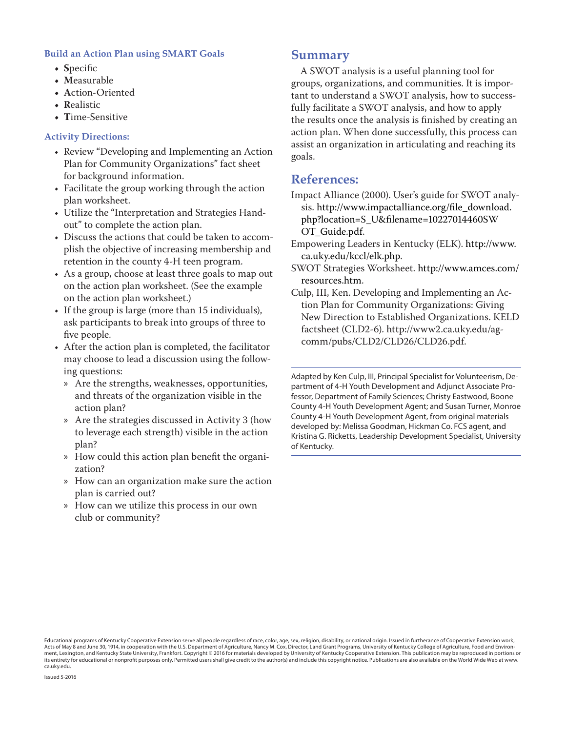### Build an Action Plan using SMART Goals

- **S**pecific
- **M**easurable
- **A**ction-Oriented
- **R**ealistic
- **T**ime-Sensitive

### Activity Directions:

- Review "Developing and Implementing an Action Plan for Community Organizations" fact sheet for background information.
- Facilitate the group working through the action plan worksheet.
- Utilize the "Interpretation and Strategies Handout" to complete the action plan.
- Discuss the actions that could be taken to accomplish the objective of increasing membership and retention in the county 4-H teen program.
- As a group, choose at least three goals to map out on the action plan worksheet. (See the example on the action plan worksheet.)
- If the group is large (more than 15 individuals), ask participants to break into groups of three to five people.
- After the action plan is completed, the facilitator may choose to lead a discussion using the following questions:
  - Are the strengths, weaknesses, opportunities, and threats of the organization visible in the action plan?
  - Are the strategies discussed in Activity 3 (how to leverage each strength) visible in the action plan?
  - How could this action plan benefit the organization?
  - How can an organization make sure the action plan is carried out?
  - How can we utilize this process in our own club or community?

## Summary

A SWOT analysis is a useful planning tool for groups, organizations, and communities. It is important to understand a SWOT analysis, how to successfully facilitate a SWOT analysis, and how to apply the results once the analysis is finished by creating an action plan. When done successfully, this process can assist an organization in articulating and reaching its goals.

## References:

Impact Alliance (2000). User's guide for SWOT analysis. http://www.impactalliance.org/file_download.php?location=S_U&filename=10227014460SWOT_Guide.pdf.

Empowering Leaders in Kentucky (ELK). http://www.ca.uky.edu/kccl/elk.php.

SWOT Strategies Worksheet. http://www.amces.com/resources.htm.

Culp, III, Ken. Developing and Implementing an Action Plan for Community Organizations: Giving New Direction to Established Organizations. KELD factsheet (CLD2-6). http://www2.ca.uky.edu/agcomm/pubs/CLD2/CLD26/CLD26.pdf.

---

Adapted by Ken Culp, III, Principal Specialist for Volunteerism, Department of 4-H Youth Development and Adjunct Associate Professor, Department of Family Sciences; Christy Eastwood, Boone County 4-H Youth Development Agent; and Susan Turner, Monroe County 4-H Youth Development Agent, from original materials developed by: Melissa Goodman, Hickman Co. FCS agent, and Kristina G. Ricketts, Leadership Development Specialist, University of Kentucky.

---

Educational programs of Kentucky Cooperative Extension serve all people regardless of race, color, age, sex, religion, disability, or national origin. Issued in furtherance of Cooperative Extension work, Acts of May 8 and June 30, 1914, in cooperation with the U.S. Department of Agriculture, Nancy M. Cox, Director, Land Grant Programs, University of Kentucky College of Agriculture, Food and Environment, Lexington, and Kentucky State University, Frankfort. Copyright © 2016 for materials developed by University of Kentucky Cooperative Extension. This publication may be reproduced in portions or its entirety for educational or nonprofit purposes only. Permitted users shall give credit to the author(s) and include this copyright notice. Publications are also available on the World Wide Web at www.ca.uky.edu.

Issued 5-2016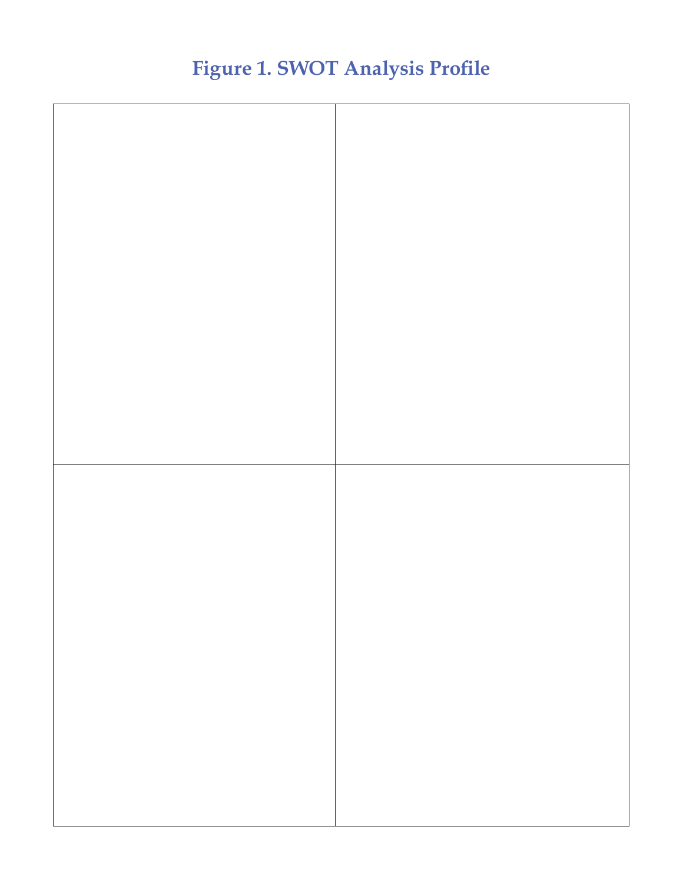# Figure 1. SWOT Analysis Profile

| | |
|---|---|
| | |
| | |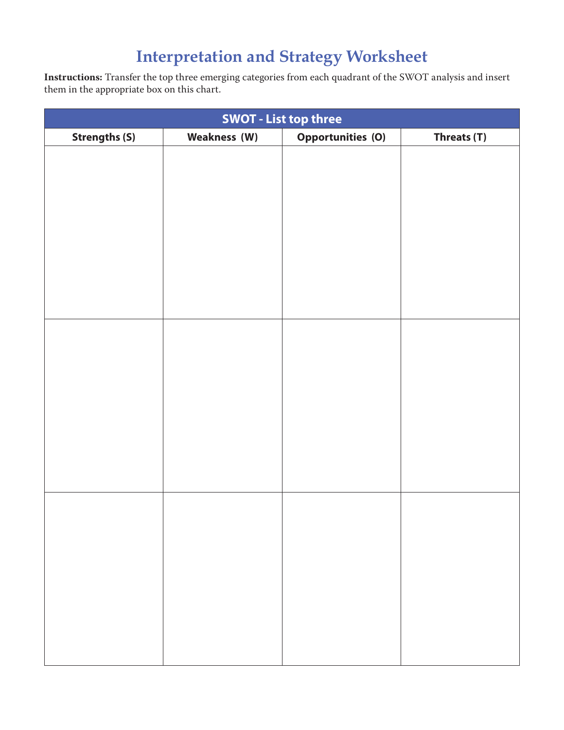# Interpretation and Strategy Worksheet

**Instructions:** Transfer the top three emerging categories from each quadrant of the SWOT analysis and insert them in the appropriate box on this chart.

| SWOT - List top three | | | |
|---|---|---|---|
| **Strengths (S)** | **Weakness (W)** | **Opportunities (O)** | **Threats (T)** |
| | | | |
| | | | |
| | | | |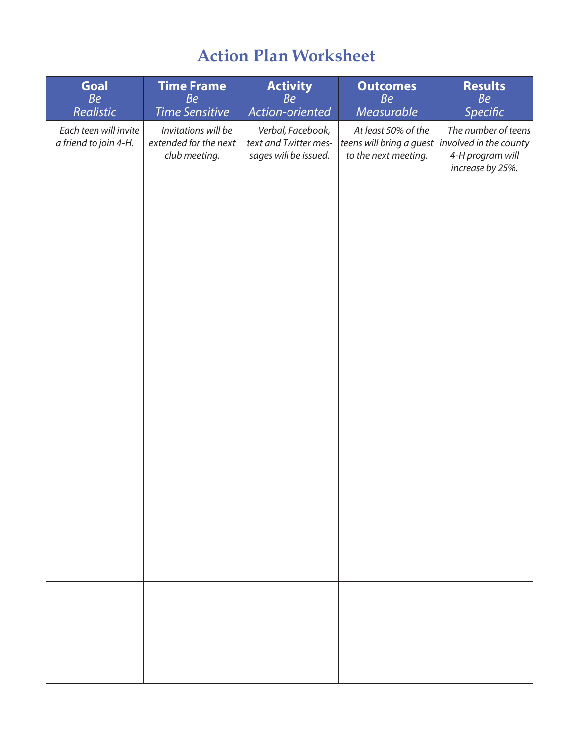# Action Plan Worksheet

| **Goal**<br>*Be Realistic* | **Time Frame**<br>*Be Time Sensitive* | **Activity**<br>*Be Action-oriented* | **Outcomes**<br>*Be Measurable* | **Results**<br>*Be Specific* |
|---|---|---|---|---|
| *Each teen will invite a friend to join 4-H.* | *Invitations will be extended for the next club meeting.* | *Verbal, Facebook, text and Twitter messages will be issued.* | *At least 50% of the teens will bring a guest to the next meeting.* | *The number of teens involved in the county 4-H program will increase by 25%.* |
| | | | | |
| | | | | |
| | | | | |
| | | | | |
| | | | | |